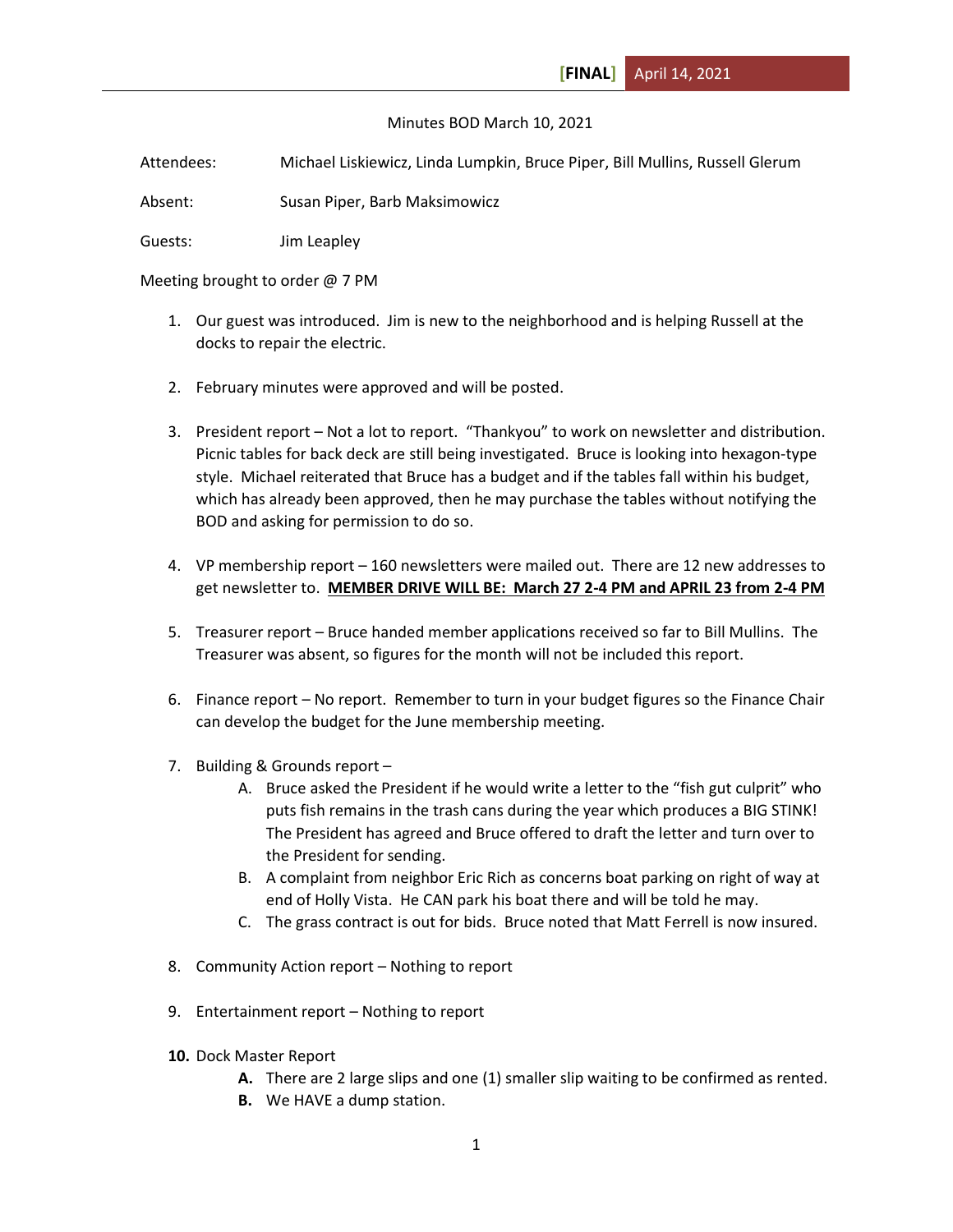**[FINAL]** April 14, 2021

Minutes BOD March 10, 2021

Attendees: Michael Liskiewicz, Linda Lumpkin, Bruce Piper, Bill Mullins, Russell Glerum

Absent: Susan Piper, Barb Maksimowicz

Guests: Jim Leapley

Meeting brought to order @ 7 PM

1. Our guest was introduced. Jim is new to the neighborhood and is helping Russell at the docks to repair the electric.

2. February minutes were approved and will be posted.

3. President report – Not a lot to report. "Thankyou" to work on newsletter and distribution. Picnic tables for back deck are still being investigated. Bruce is looking into hexagon-type style. Michael reiterated that Bruce has a budget and if the tables fall within his budget, which has already been approved, then he may purchase the tables without notifying the BOD and asking for permission to do so.

4. VP membership report – 160 newsletters were mailed out. There are 12 new addresses to get newsletter to. **MEMBER DRIVE WILL BE: March 27 2-4 PM and APRIL 23 from 2-4 PM**

5. Treasurer report – Bruce handed member applications received so far to Bill Mullins. The Treasurer was absent, so figures for the month will not be included this report.

6. Finance report – No report. Remember to turn in your budget figures so the Finance Chair can develop the budget for the June membership meeting.

7. Building & Grounds report –
   A. Bruce asked the President if he would write a letter to the "fish gut culprit" who puts fish remains in the trash cans during the year which produces a BIG STINK! The President has agreed and Bruce offered to draft the letter and turn over to the President for sending.
   B. A complaint from neighbor Eric Rich as concerns boat parking on right of way at end of Holly Vista. He CAN park his boat there and will be told he may.
   C. The grass contract is out for bids. Bruce noted that Matt Ferrell is now insured.

8. Community Action report – Nothing to report

9. Entertainment report – Nothing to report

10. Dock Master Report
    **A.** There are 2 large slips and one (1) smaller slip waiting to be confirmed as rented.
    **B.** We HAVE a dump station.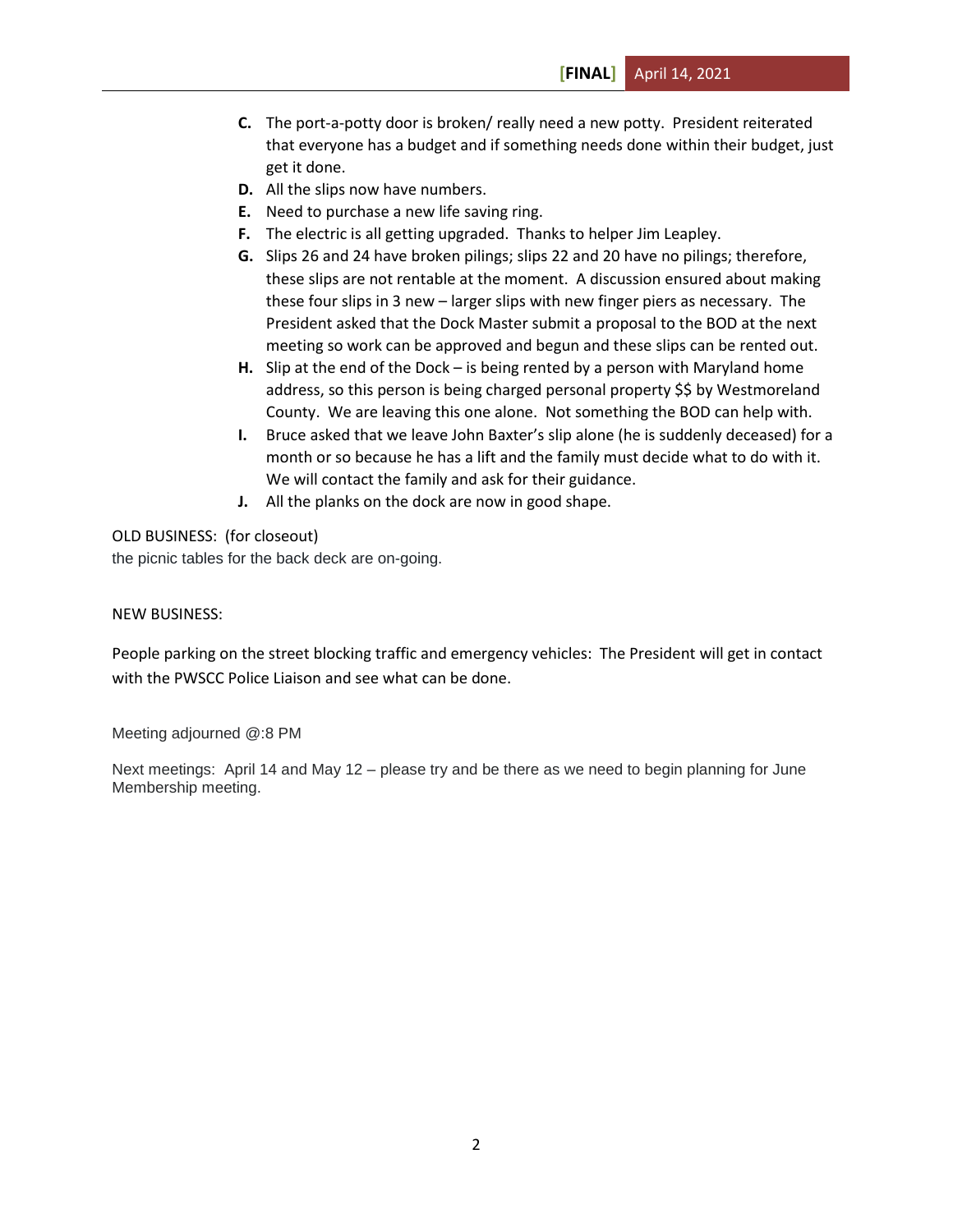- **C.** The port-a-potty door is broken/ really need a new potty. President reiterated that everyone has a budget and if something needs done within their budget, just get it done.
- **D.** All the slips now have numbers.
- **E.** Need to purchase a new life saving ring.
- **F.** The electric is all getting upgraded. Thanks to helper Jim Leapley.
- **G.** Slips 26 and 24 have broken pilings; slips 22 and 20 have no pilings; therefore, these slips are not rentable at the moment. A discussion ensured about making these four slips in 3 new – larger slips with new finger piers as necessary. The President asked that the Dock Master submit a proposal to the BOD at the next meeting so work can be approved and begun and these slips can be rented out.
- **H.** Slip at the end of the Dock – is being rented by a person with Maryland home address, so this person is being charged personal property $$ by Westmoreland County. We are leaving this one alone. Not something the BOD can help with.
- **I.** Bruce asked that we leave John Baxter's slip alone (he is suddenly deceased) for a month or so because he has a lift and the family must decide what to do with it. We will contact the family and ask for their guidance.
- **J.** All the planks on the dock are now in good shape.

OLD BUSINESS: (for closeout)

the picnic tables for the back deck are on-going.

NEW BUSINESS:

People parking on the street blocking traffic and emergency vehicles: The President will get in contact with the PWSCC Police Liaison and see what can be done.

Meeting adjourned @:8 PM

Next meetings: April 14 and May 12 – please try and be there as we need to begin planning for June Membership meeting.